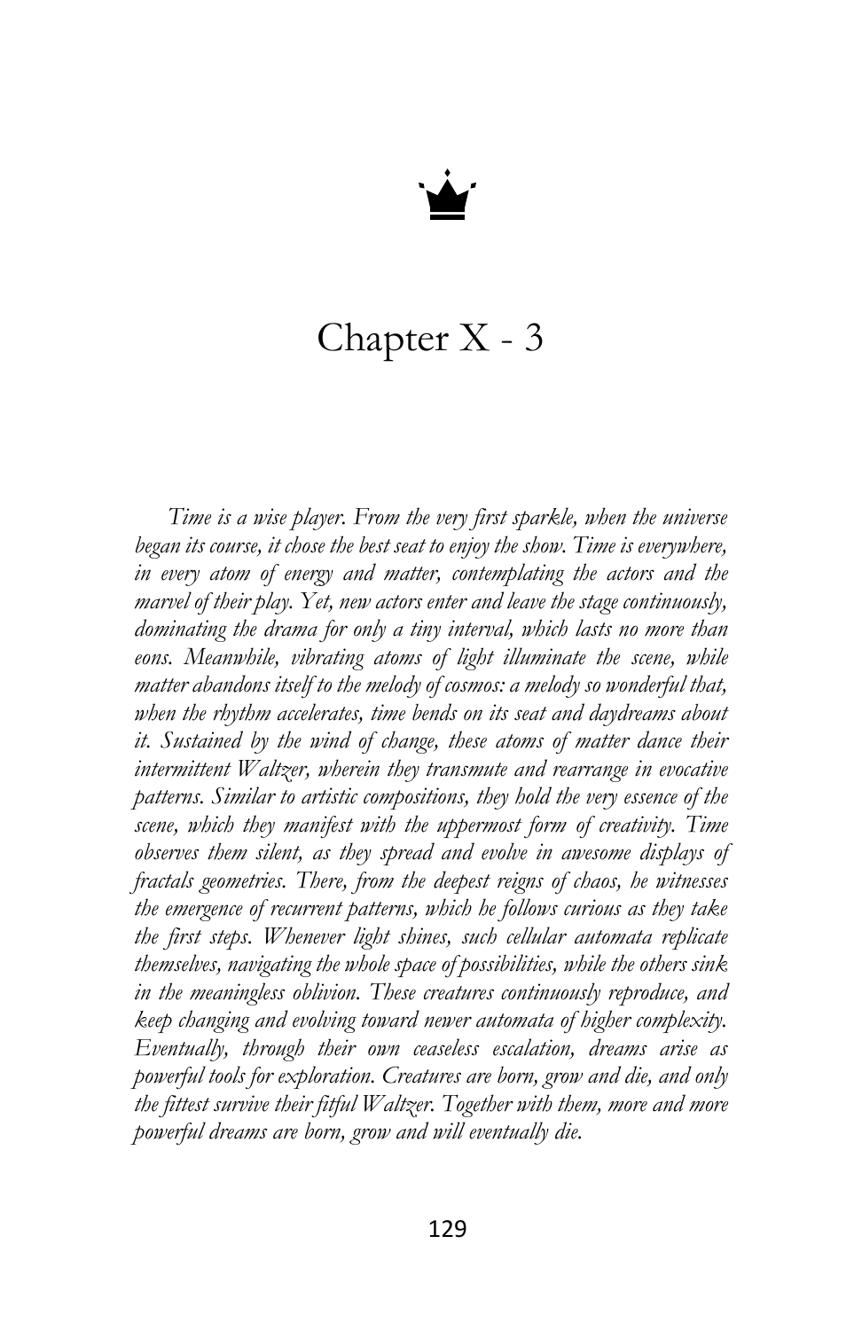# Chapter X - 3

*Time is a wise player. From the very first sparkle, when the universe began its course, it chose the best seat to enjoy the show. Time is everywhere, in every atom of energy and matter, contemplating the actors and the marvel of their play. Yet, new actors enter and leave the stage continuously, dominating the drama for only a tiny interval, which lasts no more than eons. Meanwhile, vibrating atoms of light illuminate the scene, while matter abandons itself to the melody of cosmos: a melody so wonderful that, when the rhythm accelerates, time bends on its seat and daydreams about it. Sustained by the wind of change, these atoms of matter dance their intermittent Waltzer, wherein they transmute and rearrange in evocative patterns. Similar to artistic compositions, they hold the very essence of the scene, which they manifest with the uppermost form of creativity. Time observes them silent, as they spread and evolve in awesome displays of fractals geometries. There, from the deepest reigns of chaos, he witnesses the emergence of recurrent patterns, which he follows curious as they take the first steps. Whenever light shines, such cellular automata replicate themselves, navigating the whole space of possibilities, while the others sink in the meaningless oblivion. These creatures continuously reproduce, and keep changing and evolving toward newer automata of higher complexity. Eventually, through their own ceaseless escalation, dreams arise as powerful tools for exploration. Creatures are born, grow and die, and only the fittest survive their fitful Waltzer. Together with them, more and more powerful dreams are born, grow and will eventually die.*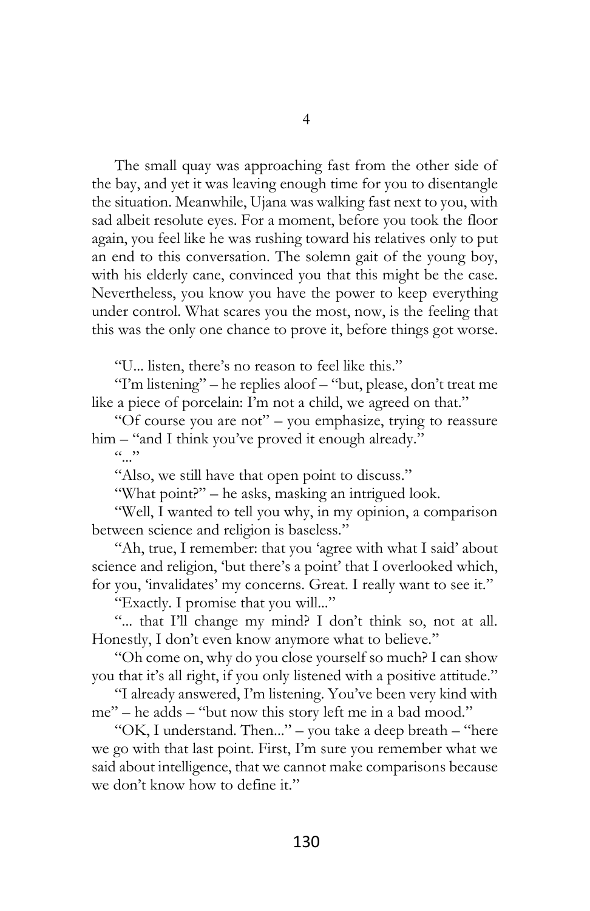# 4

The small quay was approaching fast from the other side of the bay, and yet it was leaving enough time for you to disentangle the situation. Meanwhile, Ujana was walking fast next to you, with sad albeit resolute eyes. For a moment, before you took the floor again, you feel like he was rushing toward his relatives only to put an end to this conversation. The solemn gait of the young boy, with his elderly cane, convinced you that this might be the case. Nevertheless, you know you have the power to keep everything under control. What scares you the most, now, is the feeling that this was the only one chance to prove it, before things got worse.

"U... listen, there's no reason to feel like this."

"I'm listening" – he replies aloof – "but, please, don't treat me like a piece of porcelain: I'm not a child, we agreed on that."

"Of course you are not" – you emphasize, trying to reassure him – "and I think you've proved it enough already."

"..."

"Also, we still have that open point to discuss."

"What point?" – he asks, masking an intrigued look.

"Well, I wanted to tell you why, in my opinion, a comparison between science and religion is baseless."

"Ah, true, I remember: that you 'agree with what I said' about science and religion, 'but there's a point' that I overlooked which, for you, 'invalidates' my concerns. Great. I really want to see it."

"Exactly. I promise that you will..."

"... that I'll change my mind? I don't think so, not at all. Honestly, I don't even know anymore what to believe."

"Oh come on, why do you close yourself so much? I can show you that it's all right, if you only listened with a positive attitude."

"I already answered, I'm listening. You've been very kind with me" – he adds – "but now this story left me in a bad mood."

"OK, I understand. Then..." – you take a deep breath – "here we go with that last point. First, I'm sure you remember what we said about intelligence, that we cannot make comparisons because we don't know how to define it."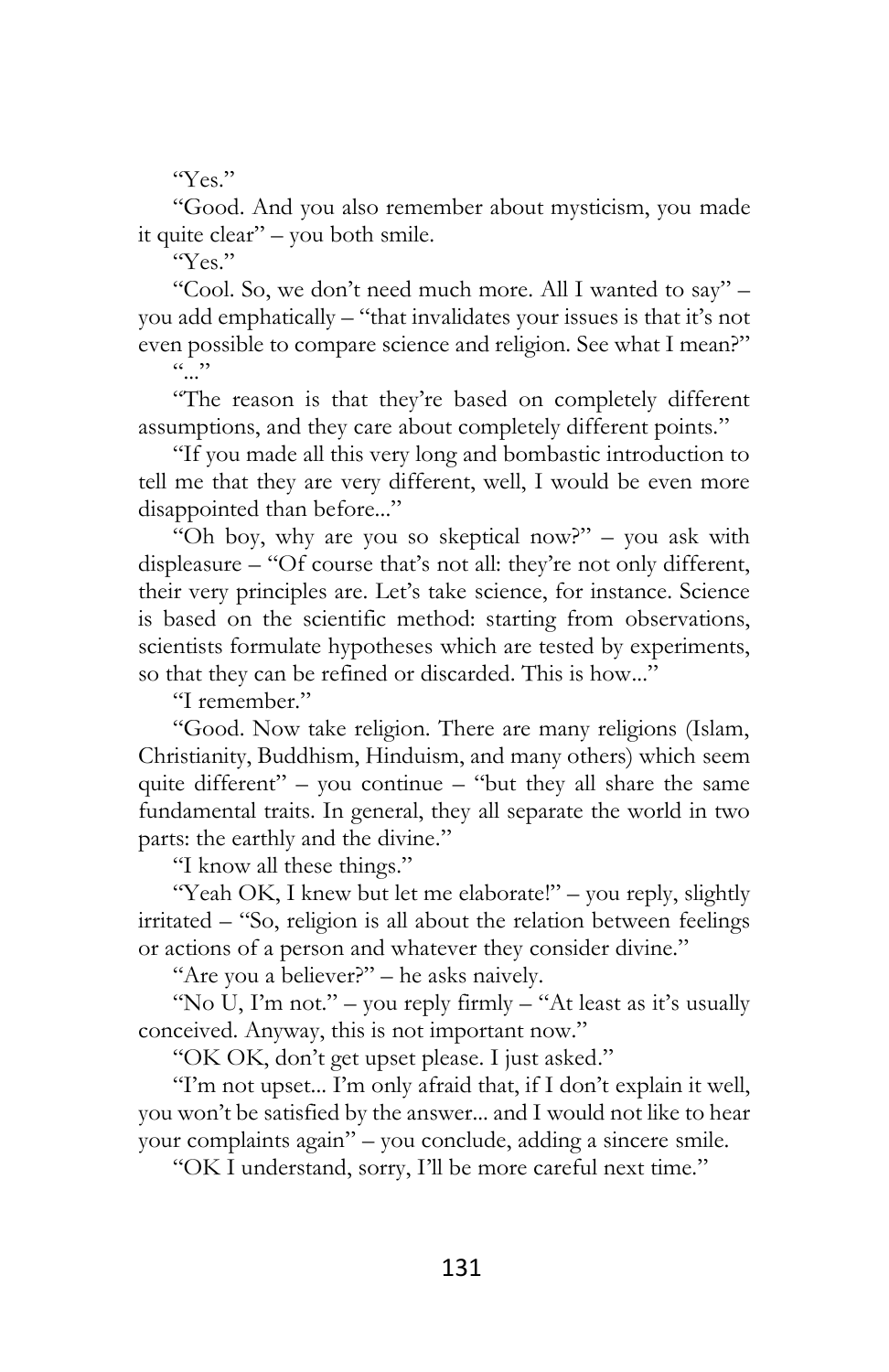"Yes."

"Good. And you also remember about mysticism, you made it quite clear" – you both smile.

"Yes."

"Cool. So, we don't need much more. All I wanted to say" – you add emphatically – "that invalidates your issues is that it's not even possible to compare science and religion. See what I mean?"

"..."

"The reason is that they're based on completely different assumptions, and they care about completely different points."

"If you made all this very long and bombastic introduction to tell me that they are very different, well, I would be even more disappointed than before..."

"Oh boy, why are you so skeptical now?" – you ask with displeasure – "Of course that's not all: they're not only different, their very principles are. Let's take science, for instance. Science is based on the scientific method: starting from observations, scientists formulate hypotheses which are tested by experiments, so that they can be refined or discarded. This is how..."

"I remember."

"Good. Now take religion. There are many religions (Islam, Christianity, Buddhism, Hinduism, and many others) which seem quite different" – you continue – "but they all share the same fundamental traits. In general, they all separate the world in two parts: the earthly and the divine."

"I know all these things."

"Yeah OK, I knew but let me elaborate!" – you reply, slightly irritated – "So, religion is all about the relation between feelings or actions of a person and whatever they consider divine."

"Are you a believer?" – he asks naively.

"No U, I'm not." – you reply firmly – "At least as it's usually conceived. Anyway, this is not important now."

"OK OK, don't get upset please. I just asked."

"I'm not upset... I'm only afraid that, if I don't explain it well, you won't be satisfied by the answer... and I would not like to hear your complaints again" – you conclude, adding a sincere smile.

"OK I understand, sorry, I'll be more careful next time."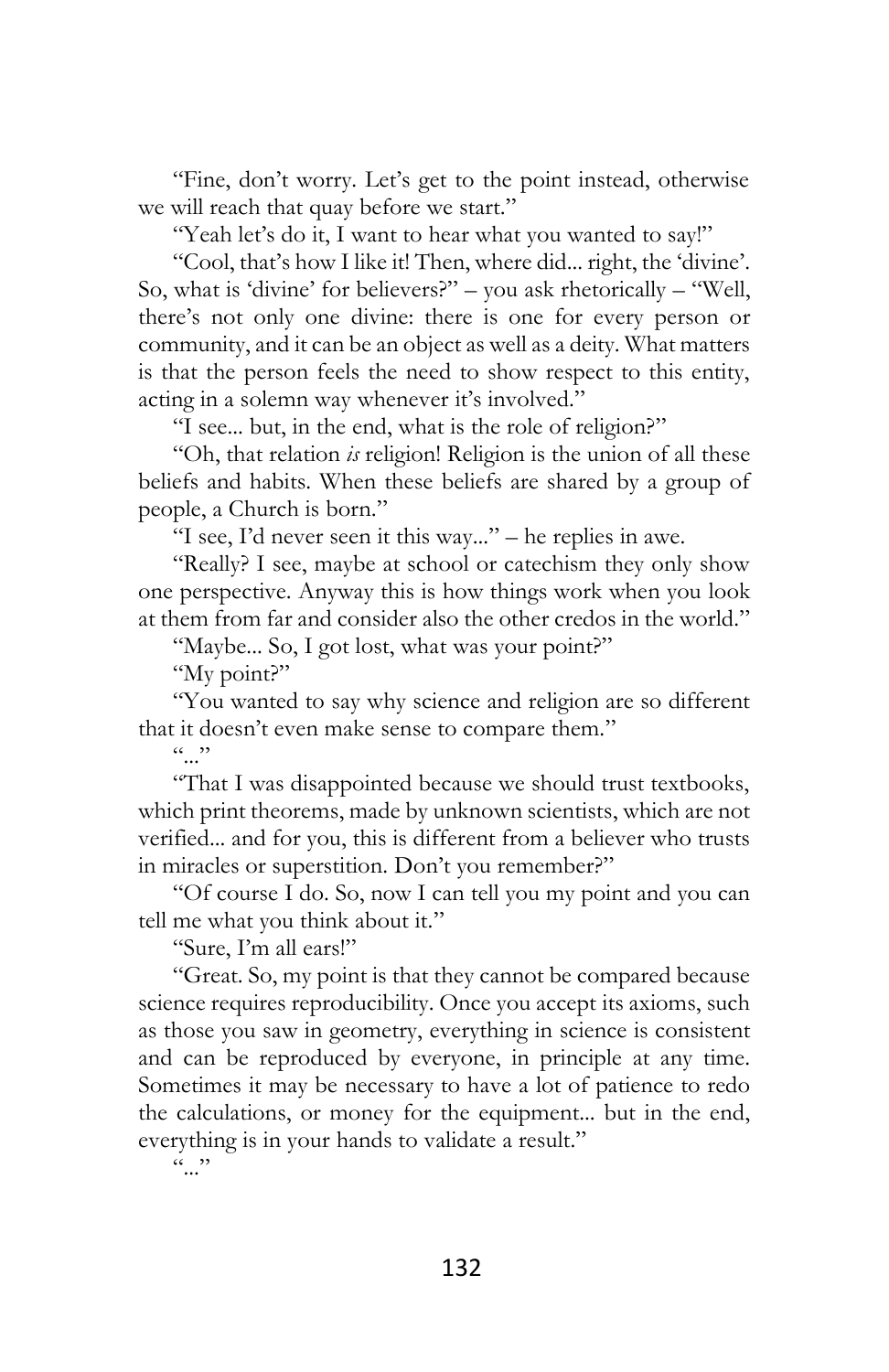"Fine, don't worry. Let's get to the point instead, otherwise we will reach that quay before we start."

"Yeah let's do it, I want to hear what you wanted to say!"

"Cool, that's how I like it! Then, where did... right, the 'divine'. So, what is 'divine' for believers?" – you ask rhetorically – "Well, there's not only one divine: there is one for every person or community, and it can be an object as well as a deity. What matters is that the person feels the need to show respect to this entity, acting in a solemn way whenever it's involved."

"I see... but, in the end, what is the role of religion?"

"Oh, that relation *is* religion! Religion is the union of all these beliefs and habits. When these beliefs are shared by a group of people, a Church is born."

"I see, I'd never seen it this way..." – he replies in awe.

"Really? I see, maybe at school or catechism they only show one perspective. Anyway this is how things work when you look at them from far and consider also the other credos in the world."

"Maybe... So, I got lost, what was your point?"

"My point?"

"You wanted to say why science and religion are so different that it doesn't even make sense to compare them."

"..."

"That I was disappointed because we should trust textbooks, which print theorems, made by unknown scientists, which are not verified... and for you, this is different from a believer who trusts in miracles or superstition. Don't you remember?"

"Of course I do. So, now I can tell you my point and you can tell me what you think about it."

"Sure, I'm all ears!"

"Great. So, my point is that they cannot be compared because science requires reproducibility. Once you accept its axioms, such as those you saw in geometry, everything in science is consistent and can be reproduced by everyone, in principle at any time. Sometimes it may be necessary to have a lot of patience to redo the calculations, or money for the equipment... but in the end, everything is in your hands to validate a result."

"..."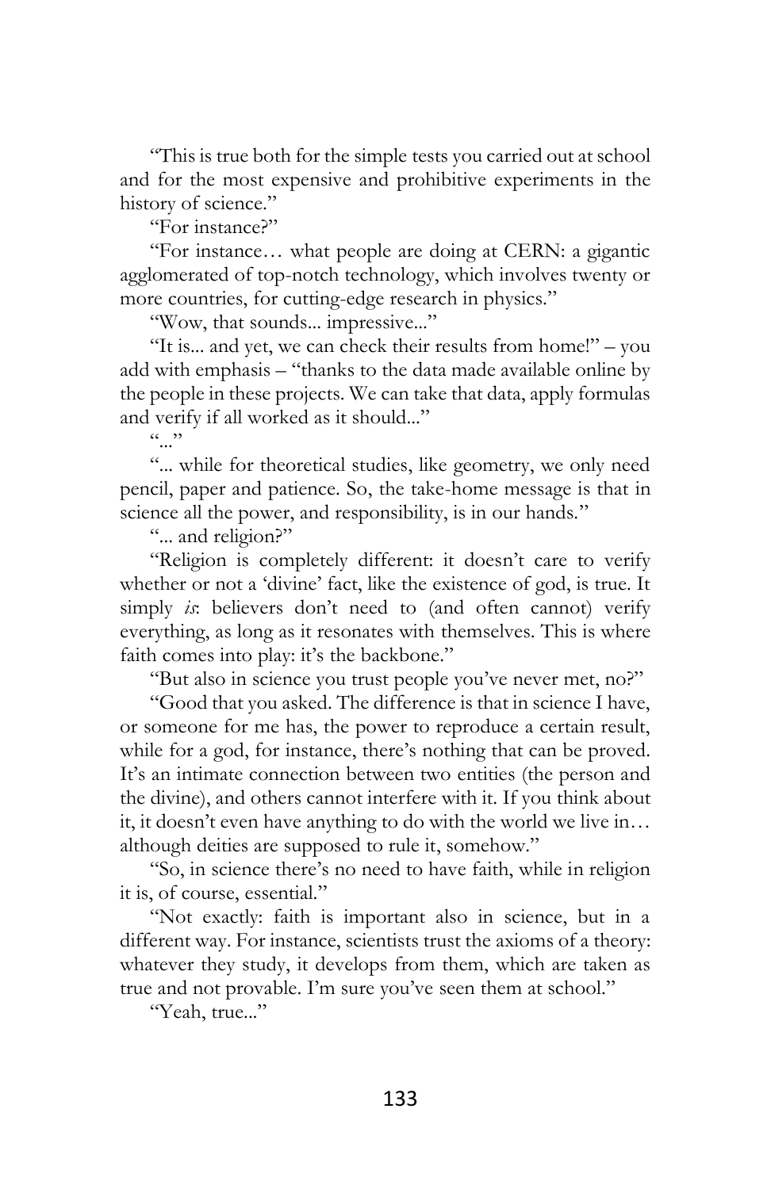"This is true both for the simple tests you carried out at school and for the most expensive and prohibitive experiments in the history of science."

"For instance?"

"For instance… what people are doing at CERN: a gigantic agglomerated of top-notch technology, which involves twenty or more countries, for cutting-edge research in physics."

"Wow, that sounds... impressive..."

"It is... and yet, we can check their results from home!" – you add with emphasis – "thanks to the data made available online by the people in these projects. We can take that data, apply formulas and verify if all worked as it should..."

"..."

"... while for theoretical studies, like geometry, we only need pencil, paper and patience. So, the take-home message is that in science all the power, and responsibility, is in our hands."

"... and religion?"

"Religion is completely different: it doesn't care to verify whether or not a 'divine' fact, like the existence of god, is true. It simply *is*: believers don't need to (and often cannot) verify everything, as long as it resonates with themselves. This is where faith comes into play: it's the backbone."

"But also in science you trust people you've never met, no?"

"Good that you asked. The difference is that in science I have, or someone for me has, the power to reproduce a certain result, while for a god, for instance, there's nothing that can be proved. It's an intimate connection between two entities (the person and the divine), and others cannot interfere with it. If you think about it, it doesn't even have anything to do with the world we live in… although deities are supposed to rule it, somehow."

"So, in science there's no need to have faith, while in religion it is, of course, essential."

"Not exactly: faith is important also in science, but in a different way. For instance, scientists trust the axioms of a theory: whatever they study, it develops from them, which are taken as true and not provable. I'm sure you've seen them at school."

"Yeah, true..."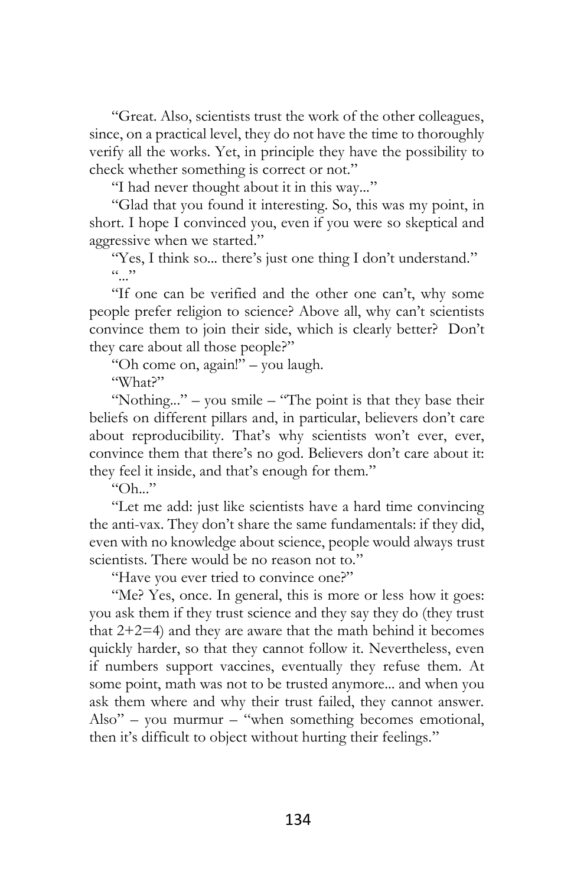"Great. Also, scientists trust the work of the other colleagues, since, on a practical level, they do not have the time to thoroughly verify all the works. Yet, in principle they have the possibility to check whether something is correct or not."

"I had never thought about it in this way..."

"Glad that you found it interesting. So, this was my point, in short. I hope I convinced you, even if you were so skeptical and aggressive when we started."

"Yes, I think so... there's just one thing I don't understand."

"..."

"If one can be verified and the other one can't, why some people prefer religion to science? Above all, why can't scientists convince them to join their side, which is clearly better? Don't they care about all those people?"

"Oh come on, again!" – you laugh.

"What?"

"Nothing..." – you smile – "The point is that they base their beliefs on different pillars and, in particular, believers don't care about reproducibility. That's why scientists won't ever, ever, convince them that there's no god. Believers don't care about it: they feel it inside, and that's enough for them."

"Oh..."

"Let me add: just like scientists have a hard time convincing the anti-vax. They don't share the same fundamentals: if they did, even with no knowledge about science, people would always trust scientists. There would be no reason not to."

"Have you ever tried to convince one?"

"Me? Yes, once. In general, this is more or less how it goes: you ask them if they trust science and they say they do (they trust that 2+2=4) and they are aware that the math behind it becomes quickly harder, so that they cannot follow it. Nevertheless, even if numbers support vaccines, eventually they refuse them. At some point, math was not to be trusted anymore... and when you ask them where and why their trust failed, they cannot answer. Also" – you murmur – "when something becomes emotional, then it's difficult to object without hurting their feelings."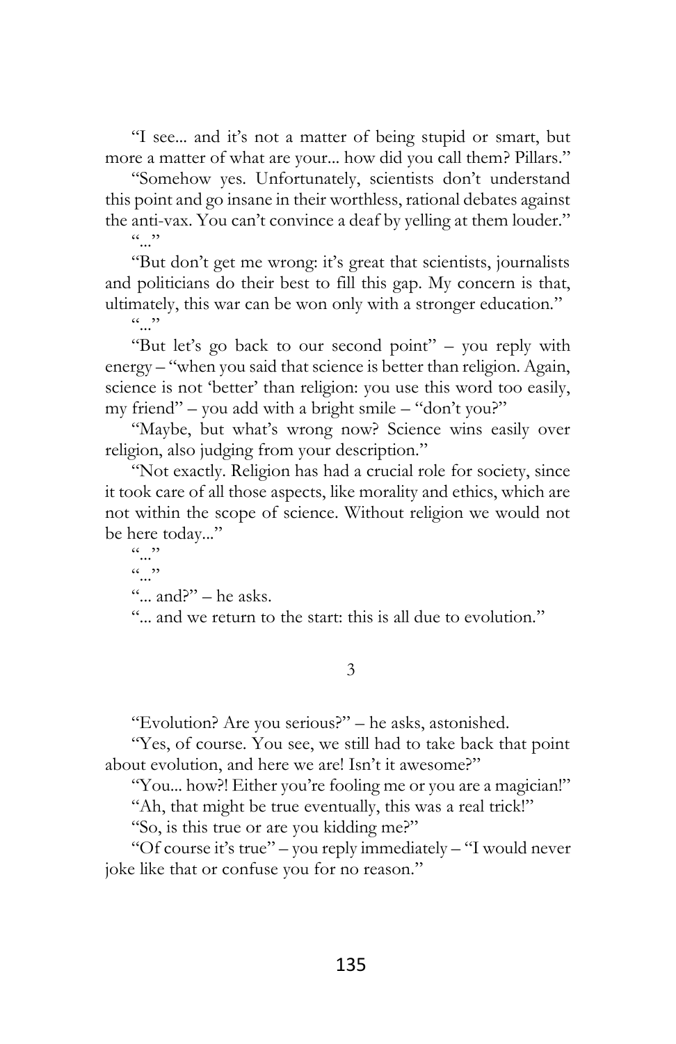"I see... and it's not a matter of being stupid or smart, but more a matter of what are your... how did you call them? Pillars."

"Somehow yes. Unfortunately, scientists don't understand this point and go insane in their worthless, rational debates against the anti-vax. You can't convince a deaf by yelling at them louder."

"..."

"But don't get me wrong: it's great that scientists, journalists and politicians do their best to fill this gap. My concern is that, ultimately, this war can be won only with a stronger education."

"..."

"But let's go back to our second point" – you reply with energy – "when you said that science is better than religion. Again, science is not 'better' than religion: you use this word too easily, my friend" – you add with a bright smile – "don't you?"

"Maybe, but what's wrong now? Science wins easily over religion, also judging from your description."

"Not exactly. Religion has had a crucial role for society, since it took care of all those aspects, like morality and ethics, which are not within the scope of science. Without religion we would not be here today..."

"..."

"..."

"... and?" – he asks.

"... and we return to the start: this is all due to evolution."

## 3

"Evolution? Are you serious?" – he asks, astonished.

"Yes, of course. You see, we still had to take back that point about evolution, and here we are! Isn't it awesome?"

"You... how?! Either you're fooling me or you are a magician!"

"Ah, that might be true eventually, this was a real trick!"

"So, is this true or are you kidding me?"

"Of course it's true" – you reply immediately – "I would never joke like that or confuse you for no reason."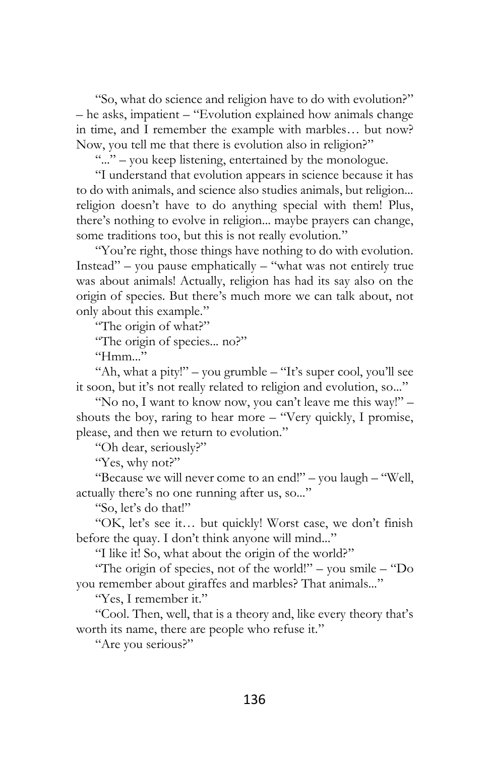"So, what do science and religion have to do with evolution?" – he asks, impatient – "Evolution explained how animals change in time, and I remember the example with marbles… but now? Now, you tell me that there is evolution also in religion?"

"..." – you keep listening, entertained by the monologue.

"I understand that evolution appears in science because it has to do with animals, and science also studies animals, but religion... religion doesn't have to do anything special with them! Plus, there's nothing to evolve in religion... maybe prayers can change, some traditions too, but this is not really evolution."

"You're right, those things have nothing to do with evolution. Instead" – you pause emphatically – "what was not entirely true was about animals! Actually, religion has had its say also on the origin of species. But there's much more we can talk about, not only about this example."

"The origin of what?"

"The origin of species... no?"

"Hmm..."

"Ah, what a pity!" – you grumble – "It's super cool, you'll see it soon, but it's not really related to religion and evolution, so..."

"No no, I want to know now, you can't leave me this way!" – shouts the boy, raring to hear more – "Very quickly, I promise, please, and then we return to evolution."

"Oh dear, seriously?"

"Yes, why not?"

"Because we will never come to an end!" – you laugh – "Well, actually there's no one running after us, so..."

"So, let's do that!"

"OK, let's see it… but quickly! Worst case, we don't finish before the quay. I don't think anyone will mind..."

"I like it! So, what about the origin of the world?"

"The origin of species, not of the world!" – you smile – "Do you remember about giraffes and marbles? That animals..."

"Yes, I remember it."

"Cool. Then, well, that is a theory and, like every theory that's worth its name, there are people who refuse it."

"Are you serious?"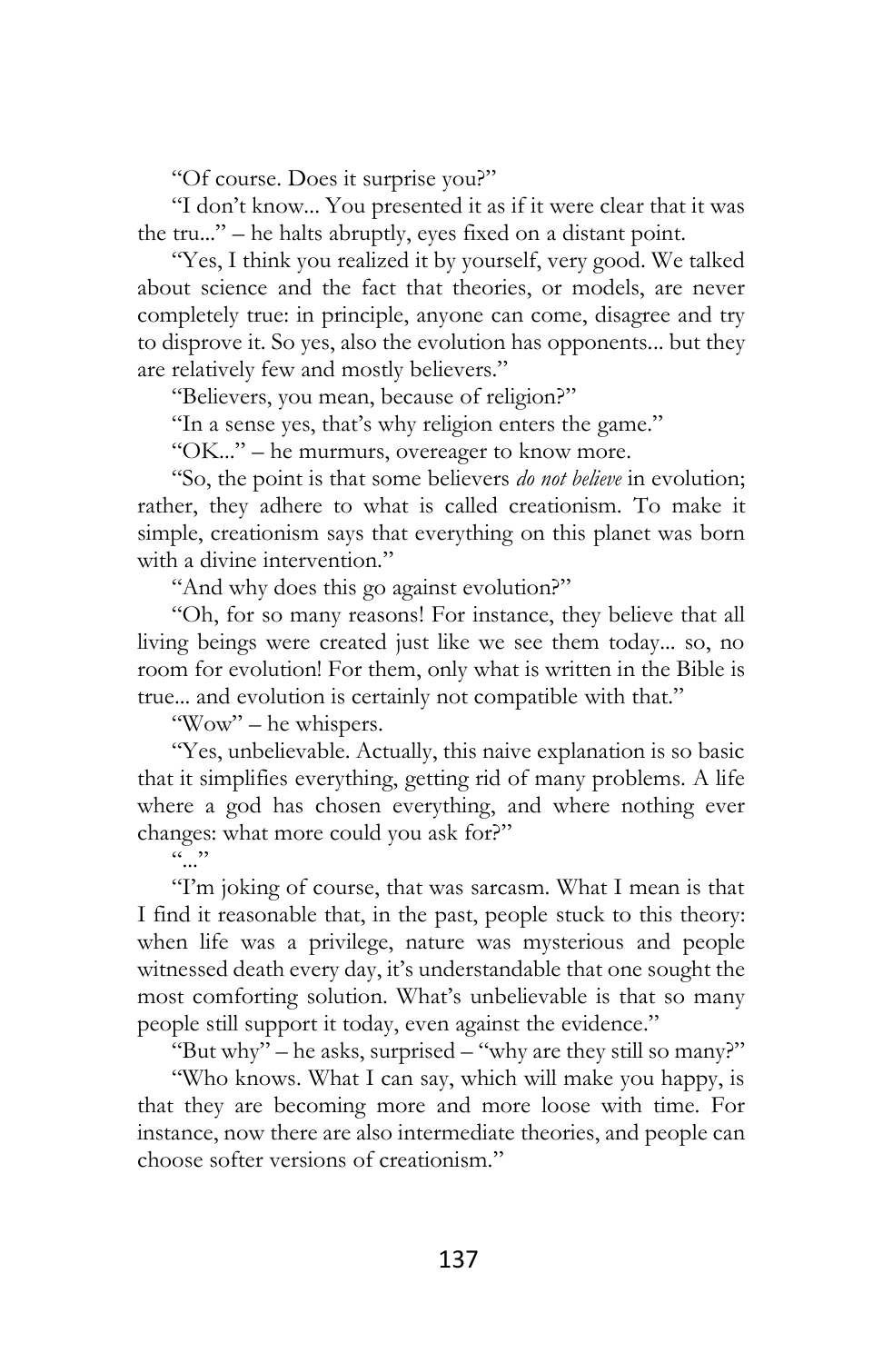"Of course. Does it surprise you?"

"I don't know... You presented it as if it were clear that it was the tru..." – he halts abruptly, eyes fixed on a distant point.

"Yes, I think you realized it by yourself, very good. We talked about science and the fact that theories, or models, are never completely true: in principle, anyone can come, disagree and try to disprove it. So yes, also the evolution has opponents... but they are relatively few and mostly believers."

"Believers, you mean, because of religion?"

"In a sense yes, that's why religion enters the game."

"OK..." – he murmurs, overeager to know more.

"So, the point is that some believers *do not believe* in evolution; rather, they adhere to what is called creationism. To make it simple, creationism says that everything on this planet was born with a divine intervention."

"And why does this go against evolution?"

"Oh, for so many reasons! For instance, they believe that all living beings were created just like we see them today... so, no room for evolution! For them, only what is written in the Bible is true... and evolution is certainly not compatible with that."

"Wow" – he whispers.

"Yes, unbelievable. Actually, this naive explanation is so basic that it simplifies everything, getting rid of many problems. A life where a god has chosen everything, and where nothing ever changes: what more could you ask for?"

"..."

"I'm joking of course, that was sarcasm. What I mean is that I find it reasonable that, in the past, people stuck to this theory: when life was a privilege, nature was mysterious and people witnessed death every day, it's understandable that one sought the most comforting solution. What's unbelievable is that so many people still support it today, even against the evidence."

"But why" – he asks, surprised – "why are they still so many?"

"Who knows. What I can say, which will make you happy, is that they are becoming more and more loose with time. For instance, now there are also intermediate theories, and people can choose softer versions of creationism."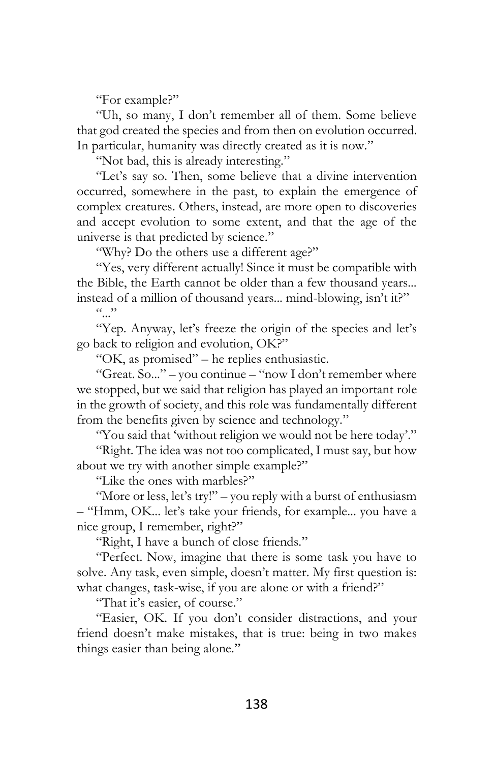"For example?"

"Uh, so many, I don't remember all of them. Some believe that god created the species and from then on evolution occurred. In particular, humanity was directly created as it is now."

"Not bad, this is already interesting."

"Let's say so. Then, some believe that a divine intervention occurred, somewhere in the past, to explain the emergence of complex creatures. Others, instead, are more open to discoveries and accept evolution to some extent, and that the age of the universe is that predicted by science."

"Why? Do the others use a different age?"

"Yes, very different actually! Since it must be compatible with the Bible, the Earth cannot be older than a few thousand years... instead of a million of thousand years... mind-blowing, isn't it?"

"..."

"Yep. Anyway, let's freeze the origin of the species and let's go back to religion and evolution, OK?"

"OK, as promised" – he replies enthusiastic.

"Great. So..." – you continue – "now I don't remember where we stopped, but we said that religion has played an important role in the growth of society, and this role was fundamentally different from the benefits given by science and technology."

"You said that 'without religion we would not be here today'."

"Right. The idea was not too complicated, I must say, but how about we try with another simple example?"

"Like the ones with marbles?"

"More or less, let's try!" – you reply with a burst of enthusiasm – "Hmm, OK... let's take your friends, for example... you have a nice group, I remember, right?"

"Right, I have a bunch of close friends."

"Perfect. Now, imagine that there is some task you have to solve. Any task, even simple, doesn't matter. My first question is: what changes, task-wise, if you are alone or with a friend?"

"That it's easier, of course."

"Easier, OK. If you don't consider distractions, and your friend doesn't make mistakes, that is true: being in two makes things easier than being alone."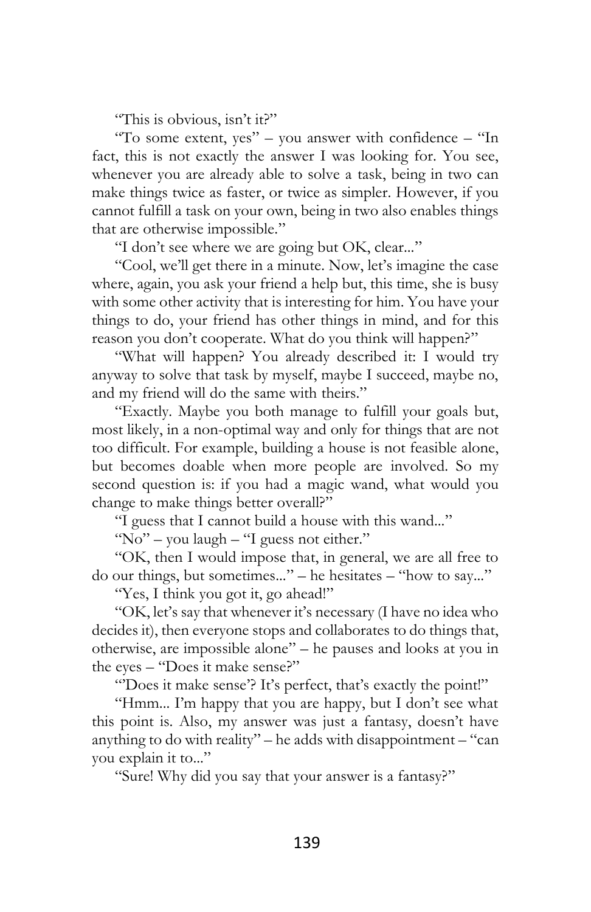"This is obvious, isn't it?"

"To some extent, yes" – you answer with confidence – "In fact, this is not exactly the answer I was looking for. You see, whenever you are already able to solve a task, being in two can make things twice as faster, or twice as simpler. However, if you cannot fulfill a task on your own, being in two also enables things that are otherwise impossible."

"I don't see where we are going but OK, clear..."

"Cool, we'll get there in a minute. Now, let's imagine the case where, again, you ask your friend a help but, this time, she is busy with some other activity that is interesting for him. You have your things to do, your friend has other things in mind, and for this reason you don't cooperate. What do you think will happen?"

"What will happen? You already described it: I would try anyway to solve that task by myself, maybe I succeed, maybe no, and my friend will do the same with theirs."

"Exactly. Maybe you both manage to fulfill your goals but, most likely, in a non-optimal way and only for things that are not too difficult. For example, building a house is not feasible alone, but becomes doable when more people are involved. So my second question is: if you had a magic wand, what would you change to make things better overall?"

"I guess that I cannot build a house with this wand..."

"No" – you laugh – "I guess not either."

"OK, then I would impose that, in general, we are all free to do our things, but sometimes..." – he hesitates – "how to say..."

"Yes, I think you got it, go ahead!"

"OK, let's say that whenever it's necessary (I have no idea who decides it), then everyone stops and collaborates to do things that, otherwise, are impossible alone" – he pauses and looks at you in the eyes – "Does it make sense?"

"'Does it make sense'? It's perfect, that's exactly the point!"

"Hmm... I'm happy that you are happy, but I don't see what this point is. Also, my answer was just a fantasy, doesn't have anything to do with reality" – he adds with disappointment – "can you explain it to..."

"Sure! Why did you say that your answer is a fantasy?"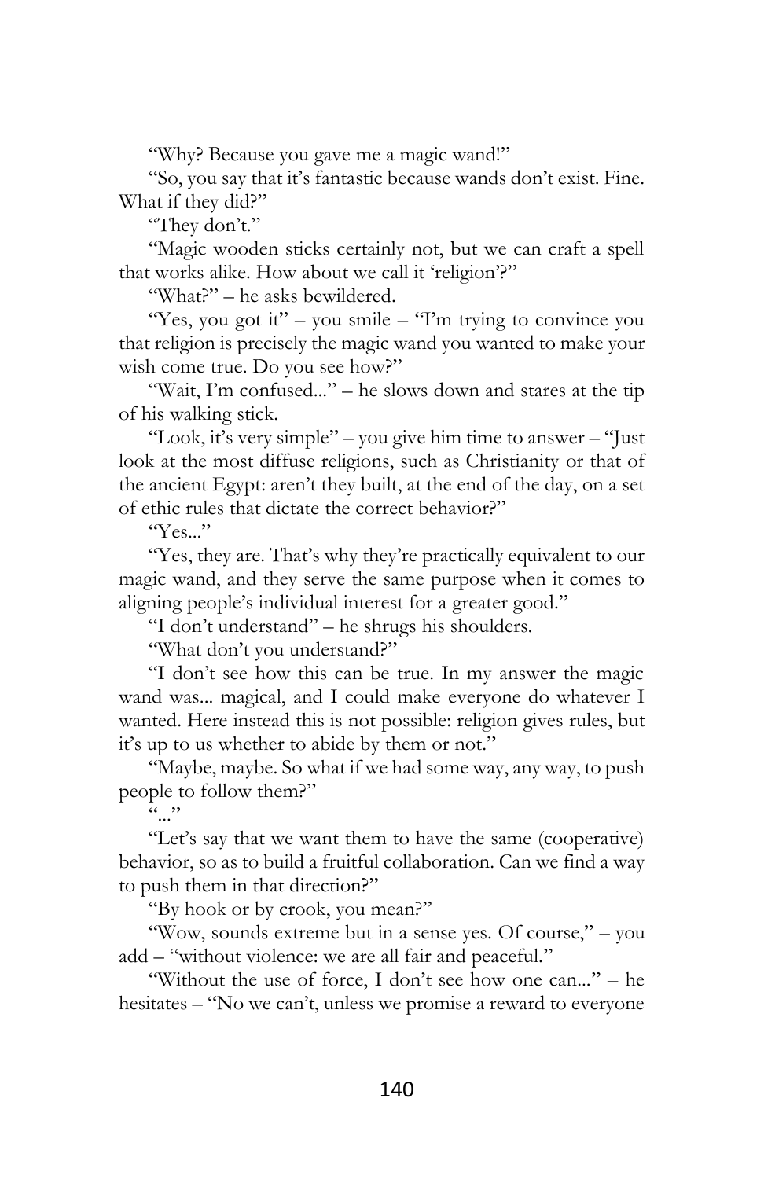"Why? Because you gave me a magic wand!"

"So, you say that it's fantastic because wands don't exist. Fine. What if they did?"

"They don't."

"Magic wooden sticks certainly not, but we can craft a spell that works alike. How about we call it 'religion'?"

"What?" – he asks bewildered.

"Yes, you got it" – you smile – "I'm trying to convince you that religion is precisely the magic wand you wanted to make your wish come true. Do you see how?"

"Wait, I'm confused..." – he slows down and stares at the tip of his walking stick.

"Look, it's very simple" – you give him time to answer – "Just look at the most diffuse religions, such as Christianity or that of the ancient Egypt: aren't they built, at the end of the day, on a set of ethic rules that dictate the correct behavior?"

"Yes..."

"Yes, they are. That's why they're practically equivalent to our magic wand, and they serve the same purpose when it comes to aligning people's individual interest for a greater good."

"I don't understand" – he shrugs his shoulders.

"What don't you understand?"

"I don't see how this can be true. In my answer the magic wand was... magical, and I could make everyone do whatever I wanted. Here instead this is not possible: religion gives rules, but it's up to us whether to abide by them or not."

"Maybe, maybe. So what if we had some way, any way, to push people to follow them?"

"..."

"Let's say that we want them to have the same (cooperative) behavior, so as to build a fruitful collaboration. Can we find a way to push them in that direction?"

"By hook or by crook, you mean?"

"Wow, sounds extreme but in a sense yes. Of course," – you add – "without violence: we are all fair and peaceful."

"Without the use of force, I don't see how one can..." – he hesitates – "No we can't, unless we promise a reward to everyone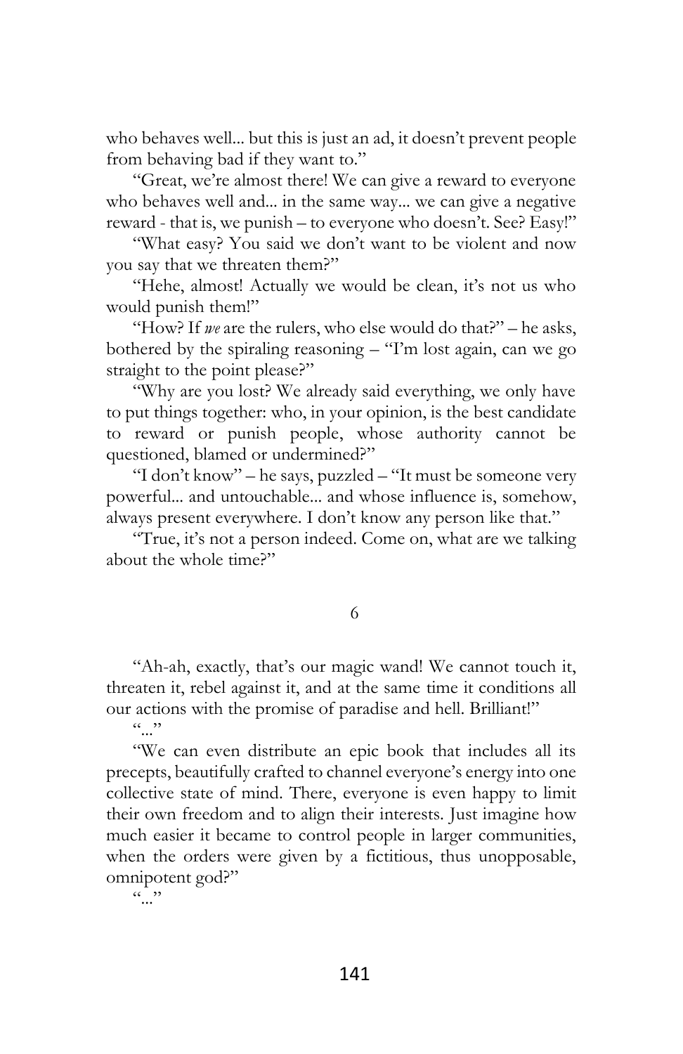who behaves well... but this is just an ad, it doesn't prevent people from behaving bad if they want to."

"Great, we're almost there! We can give a reward to everyone who behaves well and... in the same way... we can give a negative reward - that is, we punish – to everyone who doesn't. See? Easy!"

"What easy? You said we don't want to be violent and now you say that we threaten them?"

"Hehe, almost! Actually we would be clean, it's not us who would punish them!"

"How? If *we* are the rulers, who else would do that?" – he asks, bothered by the spiraling reasoning – "I'm lost again, can we go straight to the point please?"

"Why are you lost? We already said everything, we only have to put things together: who, in your opinion, is the best candidate to reward or punish people, whose authority cannot be questioned, blamed or undermined?"

"I don't know" – he says, puzzled – "It must be someone very powerful... and untouchable... and whose influence is, somehow, always present everywhere. I don't know any person like that."

"True, it's not a person indeed. Come on, what are we talking about the whole time?"

6

"Ah-ah, exactly, that's our magic wand! We cannot touch it, threaten it, rebel against it, and at the same time it conditions all our actions with the promise of paradise and hell. Brilliant!"

"..."

"We can even distribute an epic book that includes all its precepts, beautifully crafted to channel everyone's energy into one collective state of mind. There, everyone is even happy to limit their own freedom and to align their interests. Just imagine how much easier it became to control people in larger communities, when the orders were given by a fictitious, thus unopposable, omnipotent god?"

"..."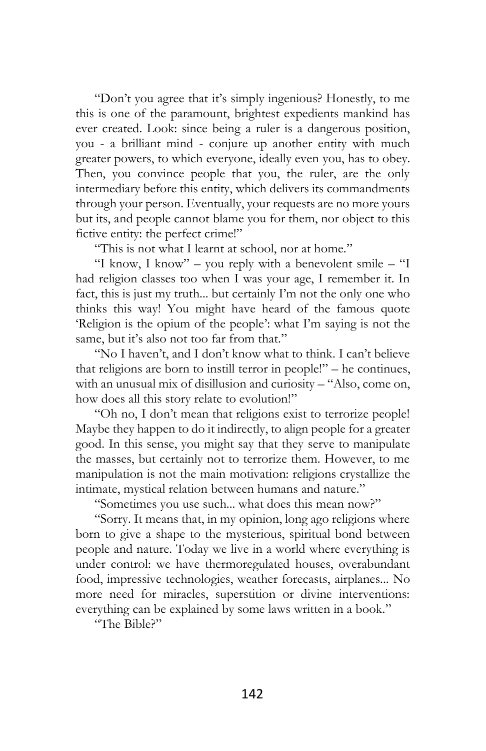"Don't you agree that it's simply ingenious? Honestly, to me this is one of the paramount, brightest expedients mankind has ever created. Look: since being a ruler is a dangerous position, you - a brilliant mind - conjure up another entity with much greater powers, to which everyone, ideally even you, has to obey. Then, you convince people that you, the ruler, are the only intermediary before this entity, which delivers its commandments through your person. Eventually, your requests are no more yours but its, and people cannot blame you for them, nor object to this fictive entity: the perfect crime!"

"This is not what I learnt at school, nor at home."

"I know, I know" – you reply with a benevolent smile – "I had religion classes too when I was your age, I remember it. In fact, this is just my truth... but certainly I'm not the only one who thinks this way! You might have heard of the famous quote 'Religion is the opium of the people': what I'm saying is not the same, but it's also not too far from that."

"No I haven't, and I don't know what to think. I can't believe that religions are born to instill terror in people!" – he continues, with an unusual mix of disillusion and curiosity – "Also, come on, how does all this story relate to evolution!"

"Oh no, I don't mean that religions exist to terrorize people! Maybe they happen to do it indirectly, to align people for a greater good. In this sense, you might say that they serve to manipulate the masses, but certainly not to terrorize them. However, to me manipulation is not the main motivation: religions crystallize the intimate, mystical relation between humans and nature."

"Sometimes you use such... what does this mean now?"

"Sorry. It means that, in my opinion, long ago religions where born to give a shape to the mysterious, spiritual bond between people and nature. Today we live in a world where everything is under control: we have thermoregulated houses, overabundant food, impressive technologies, weather forecasts, airplanes... No more need for miracles, superstition or divine interventions: everything can be explained by some laws written in a book."

"The Bible?"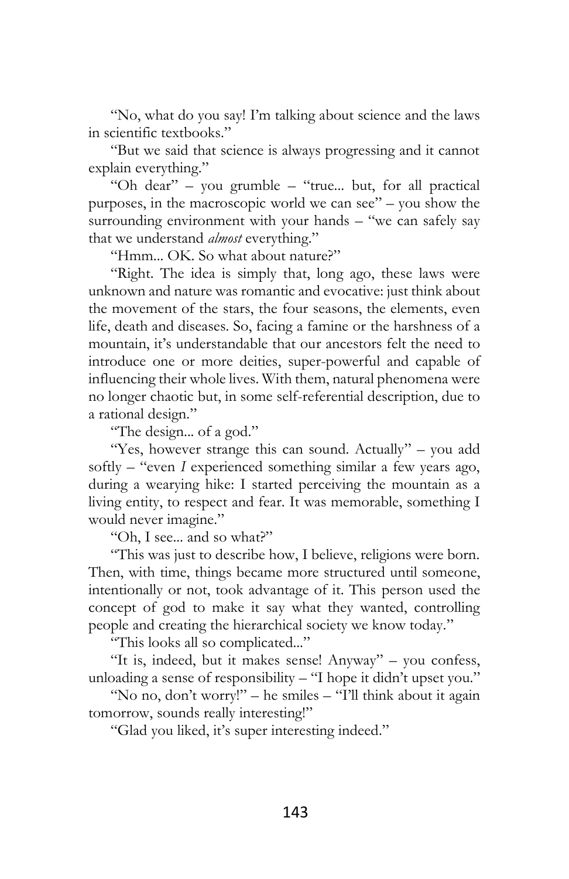"No, what do you say! I'm talking about science and the laws in scientific textbooks."

"But we said that science is always progressing and it cannot explain everything."

"Oh dear" – you grumble – "true... but, for all practical purposes, in the macroscopic world we can see" – you show the surrounding environment with your hands – "we can safely say that we understand *almost* everything."

"Hmm... OK. So what about nature?"

"Right. The idea is simply that, long ago, these laws were unknown and nature was romantic and evocative: just think about the movement of the stars, the four seasons, the elements, even life, death and diseases. So, facing a famine or the harshness of a mountain, it's understandable that our ancestors felt the need to introduce one or more deities, super-powerful and capable of influencing their whole lives. With them, natural phenomena were no longer chaotic but, in some self-referential description, due to a rational design."

"The design... of a god."

"Yes, however strange this can sound. Actually" – you add softly – "even *I* experienced something similar a few years ago, during a wearying hike: I started perceiving the mountain as a living entity, to respect and fear. It was memorable, something I would never imagine."

"Oh, I see... and so what?"

"This was just to describe how, I believe, religions were born. Then, with time, things became more structured until someone, intentionally or not, took advantage of it. This person used the concept of god to make it say what they wanted, controlling people and creating the hierarchical society we know today."

"This looks all so complicated..."

"It is, indeed, but it makes sense! Anyway" – you confess, unloading a sense of responsibility – "I hope it didn't upset you."

"No no, don't worry!" – he smiles – "I'll think about it again tomorrow, sounds really interesting!"

"Glad you liked, it's super interesting indeed."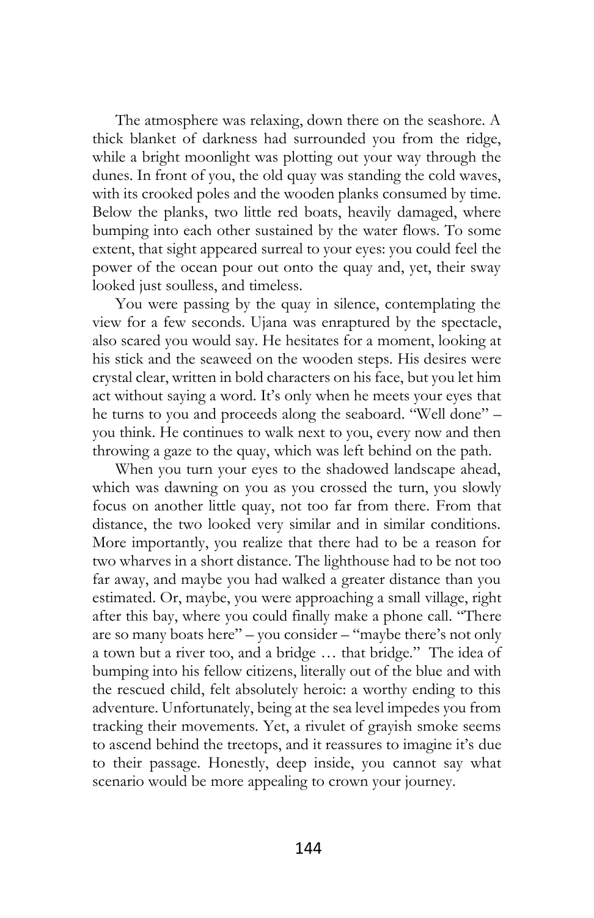The atmosphere was relaxing, down there on the seashore. A thick blanket of darkness had surrounded you from the ridge, while a bright moonlight was plotting out your way through the dunes. In front of you, the old quay was standing the cold waves, with its crooked poles and the wooden planks consumed by time. Below the planks, two little red boats, heavily damaged, where bumping into each other sustained by the water flows. To some extent, that sight appeared surreal to your eyes: you could feel the power of the ocean pour out onto the quay and, yet, their sway looked just soulless, and timeless.

You were passing by the quay in silence, contemplating the view for a few seconds. Ujana was enraptured by the spectacle, also scared you would say. He hesitates for a moment, looking at his stick and the seaweed on the wooden steps. His desires were crystal clear, written in bold characters on his face, but you let him act without saying a word. It's only when he meets your eyes that he turns to you and proceeds along the seaboard. "Well done" – you think. He continues to walk next to you, every now and then throwing a gaze to the quay, which was left behind on the path.

When you turn your eyes to the shadowed landscape ahead, which was dawning on you as you crossed the turn, you slowly focus on another little quay, not too far from there. From that distance, the two looked very similar and in similar conditions. More importantly, you realize that there had to be a reason for two wharves in a short distance. The lighthouse had to be not too far away, and maybe you had walked a greater distance than you estimated. Or, maybe, you were approaching a small village, right after this bay, where you could finally make a phone call. "There are so many boats here" – you consider – "maybe there's not only a town but a river too, and a bridge … that bridge." The idea of bumping into his fellow citizens, literally out of the blue and with the rescued child, felt absolutely heroic: a worthy ending to this adventure. Unfortunately, being at the sea level impedes you from tracking their movements. Yet, a rivulet of grayish smoke seems to ascend behind the treetops, and it reassures to imagine it's due to their passage. Honestly, deep inside, you cannot say what scenario would be more appealing to crown your journey.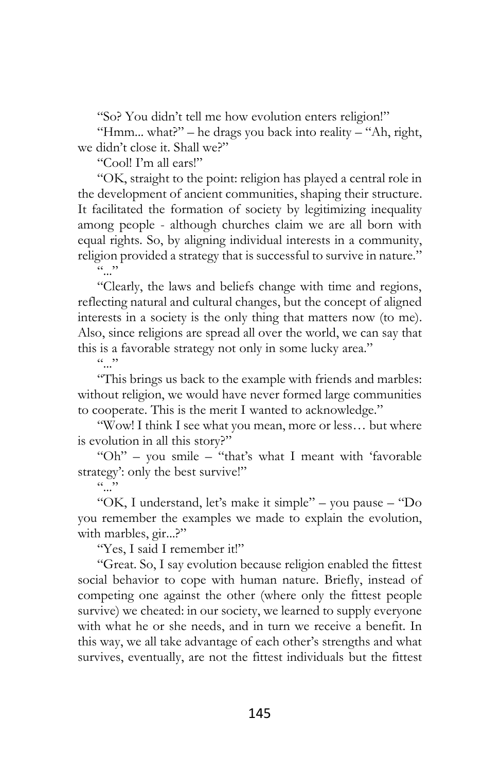"So? You didn't tell me how evolution enters religion!"

"Hmm... what?" – he drags you back into reality – "Ah, right, we didn't close it. Shall we?"

"Cool! I'm all ears!"

"OK, straight to the point: religion has played a central role in the development of ancient communities, shaping their structure. It facilitated the formation of society by legitimizing inequality among people - although churches claim we are all born with equal rights. So, by aligning individual interests in a community, religion provided a strategy that is successful to survive in nature."

"..."

"Clearly, the laws and beliefs change with time and regions, reflecting natural and cultural changes, but the concept of aligned interests in a society is the only thing that matters now (to me). Also, since religions are spread all over the world, we can say that this is a favorable strategy not only in some lucky area."

"..."

"This brings us back to the example with friends and marbles: without religion, we would have never formed large communities to cooperate. This is the merit I wanted to acknowledge."

"Wow! I think I see what you mean, more or less… but where is evolution in all this story?"

"Oh" – you smile – "that's what I meant with 'favorable strategy': only the best survive!"

"..."

"OK, I understand, let's make it simple" – you pause – "Do you remember the examples we made to explain the evolution, with marbles, gir...?"

"Yes, I said I remember it!"

"Great. So, I say evolution because religion enabled the fittest social behavior to cope with human nature. Briefly, instead of competing one against the other (where only the fittest people survive) we cheated: in our society, we learned to supply everyone with what he or she needs, and in turn we receive a benefit. In this way, we all take advantage of each other's strengths and what survives, eventually, are not the fittest individuals but the fittest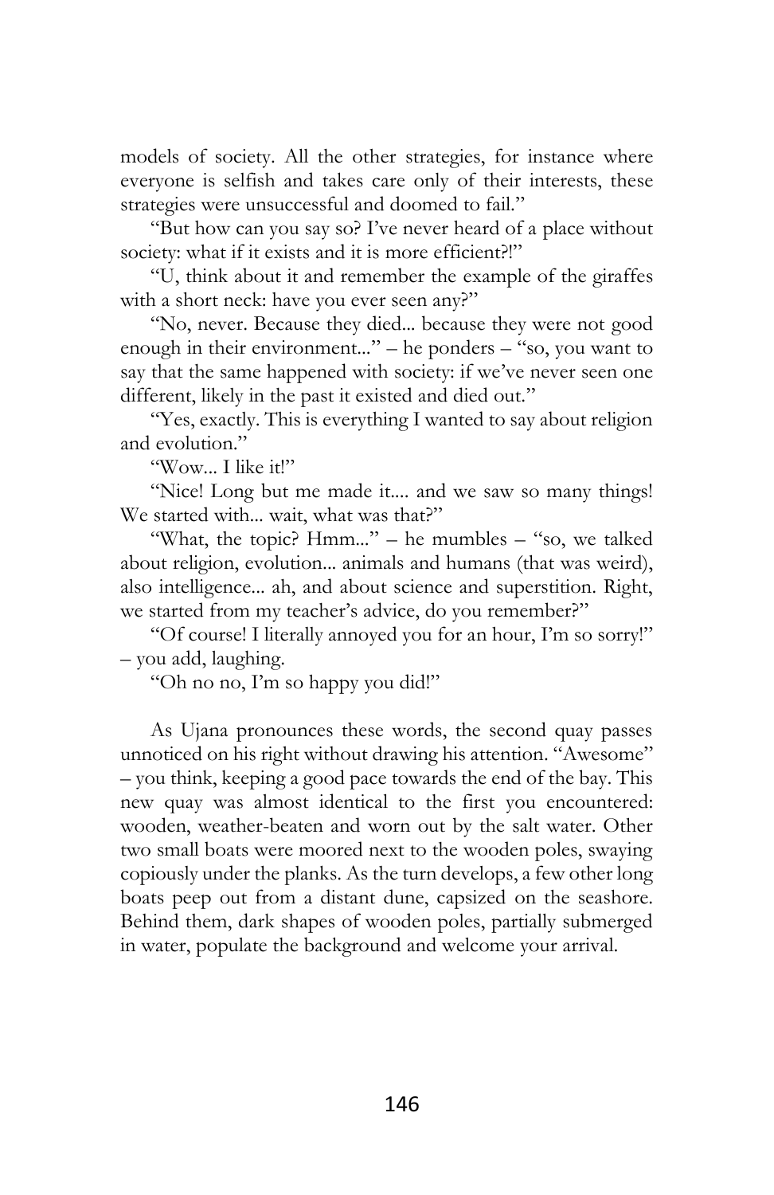models of society. All the other strategies, for instance where everyone is selfish and takes care only of their interests, these strategies were unsuccessful and doomed to fail."

"But how can you say so? I've never heard of a place without society: what if it exists and it is more efficient?!"

"U, think about it and remember the example of the giraffes with a short neck: have you ever seen any?"

"No, never. Because they died... because they were not good enough in their environment..." – he ponders – "so, you want to say that the same happened with society: if we've never seen one different, likely in the past it existed and died out."

"Yes, exactly. This is everything I wanted to say about religion and evolution."

"Wow... I like it!"

"Nice! Long but me made it.... and we saw so many things! We started with... wait, what was that?"

"What, the topic? Hmm..." – he mumbles – "so, we talked about religion, evolution... animals and humans (that was weird), also intelligence... ah, and about science and superstition. Right, we started from my teacher's advice, do you remember?"

"Of course! I literally annoyed you for an hour, I'm so sorry!" – you add, laughing.

"Oh no no, I'm so happy you did!"

As Ujana pronounces these words, the second quay passes unnoticed on his right without drawing his attention. "Awesome" – you think, keeping a good pace towards the end of the bay. This new quay was almost identical to the first you encountered: wooden, weather-beaten and worn out by the salt water. Other two small boats were moored next to the wooden poles, swaying copiously under the planks. As the turn develops, a few other long boats peep out from a distant dune, capsized on the seashore. Behind them, dark shapes of wooden poles, partially submerged in water, populate the background and welcome your arrival.